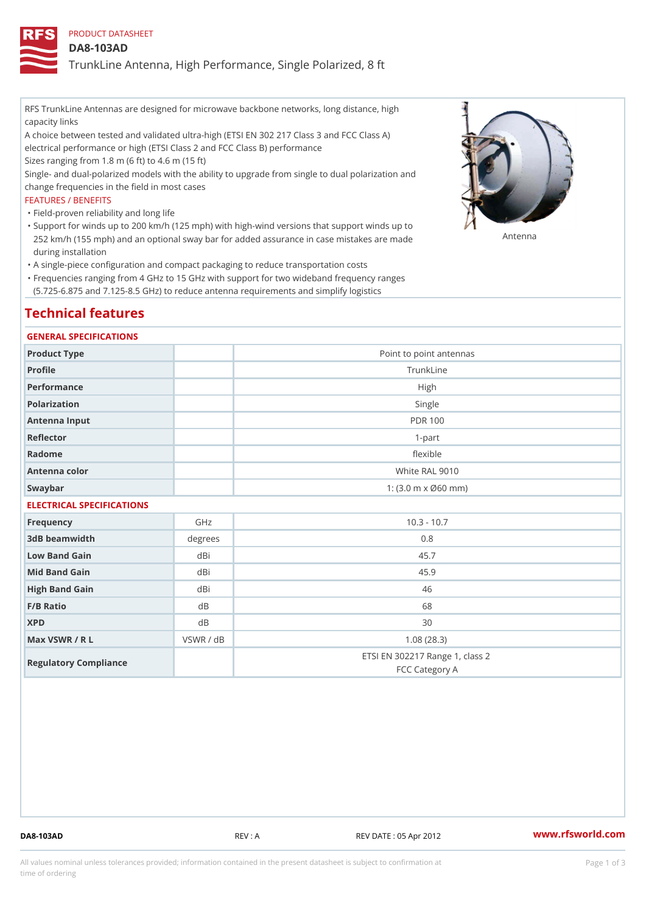PRODUCT DATASHEET

# DA8-103AD

## TrunkLine Antenna, High Performance, Single Polarized, 8 ft

RFS TrunkLine Antennas are designed for microwave backbone networks, long distance, high capacity links

A choice between tested and validated ultra-high (ETSI EN 302 217 Class 3 and FCC Class A) electrical performance or high (ETSI Class 2 and FCC Class B) performance

Sizes ranging from 1.8 m (6 ft) to 4.6 m (15 ft)

Single- and dual-polarized models with the ability to upgrade from single to dual polarization and change frequencies in the field in most cases

FEATURES / BENEFITS

- Field-proven reliability and long life
- Support for winds up to 200 km/h (125 mph) with high-wind versions that support winds up to 252 km/h (155 mph) and an optional sway bar for added assurance in case mistakes are made during installation
- A single-piece configuration and compact packaging to reduce transportation costs
- Frequencies ranging from 4 GHz to 15 GHz with support for two wideband frequency ranges (5.725-6.875 and 7.125-8.5 GHz) to reduce antenna requirements and simplify logistics

Antenna

## Technical features

### GENERAL SPECIFICATIONS

| | | |
|---|---|---|
| Product Type | | Point to point antennas |
| Profile | | TrunkLine |
| Performance | | High |
| Polarization | | Single |
| Antenna Input | | PDR 100 |
| Reflector | | 1-part |
| Radome | | flexible |
| Antenna color | | White RAL 9010 |
| Swaybar | | 1: (3.0 m x Ø60 mm) |

### ELECTRICAL SPECIFICATIONS

| | | |
|---|---|---|
| Frequency | GHz | 10.3 - 10.7 |
| 3dB beamwidth | degrees | 0.8 |
| Low Band Gain | dBi | 45.7 |
| Mid Band Gain | dBi | 45.9 |
| High Band Gain | dBi | 46 |
| F/B Ratio | dB | 68 |
| XPD | dB | 30 |
| Max VSWR / R L | VSWR / dB | 1.08 (28.3) |
| Regulatory Compliance | | ETSI EN 302217 Range 1, class 2<br>FCC Category A |

DA8-103AD REV : A REV DATE : 05 Apr 2012 www.rfsworld.com

All values nominal unless tolerances provided; information contained in the present datasheet is subject to confirmation at time of ordering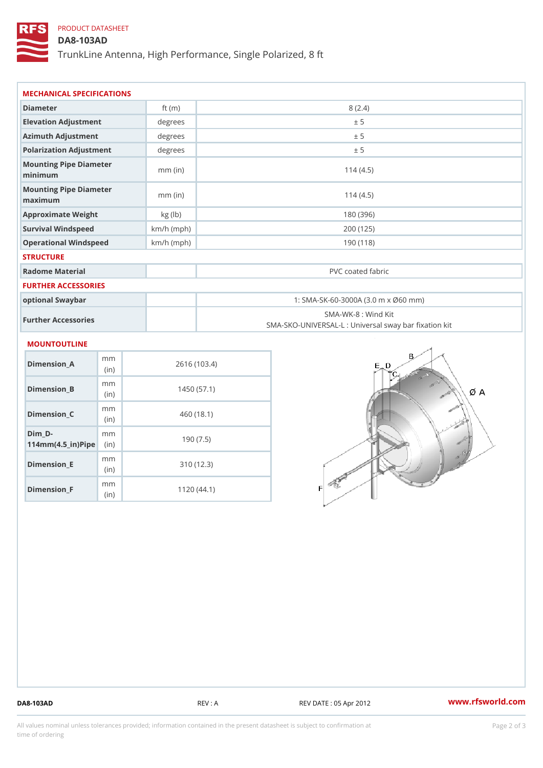PRODUCT DATASHEET

# DA8-103AD

TrunkLine Antenna, High Performance, Single Polarized, 8 ft

## MECHANICAL SPECIFICATIONS

| | | |
|---|---|---|
| Diameter | ft (m) | 8 (2.4) |
| Elevation Adjustment | degrees | ± 5 |
| Azimuth Adjustment | degrees | ± 5 |
| Polarization Adjustment | degrees | ± 5 |
| Mounting Pipe Diameter minimum | mm (in) | 114 (4.5) |
| Mounting Pipe Diameter maximum | mm (in) | 114 (4.5) |
| Approximate Weight | kg (lb) | 180 (396) |
| Survival Windspeed | km/h (mph) | 200 (125) |
| Operational Windspeed | km/h (mph) | 190 (118) |

## STRUCTURE

| | | |
|---|---|---|
| Radome Material | | PVC coated fabric |

## FURTHER ACCESSORIES

| | | |
|---|---|---|
| optional Swaybar | | 1: SMA-SK-60-3000A (3.0 m x Ø60 mm) |
| Further Accessories | | SMA-WK-8 : Wind Kit<br>SMA-SKO-UNIVERSAL-L : Universal sway bar fixation kit |

## MOUNTOUTLINE

| | | |
|---|---|---|
| Dimension_A | mm (in) | 2616 (103.4) |
| Dimension_B | mm (in) | 1450 (57.1) |
| Dimension_C | mm (in) | 460 (18.1) |
| Dim_D-114mm(4.5_in)Pipe | mm (in) | 190 (7.5) |
| Dimension_E | mm (in) | 310 (12.3) |
| Dimension_F | mm (in) | 1120 (44.1) |

DA8-103AD REV : A REV DATE : 05 Apr 2012 www.rfsworld.com

All values nominal unless tolerances provided; information contained in the present datasheet is subject to confirmation at time of ordering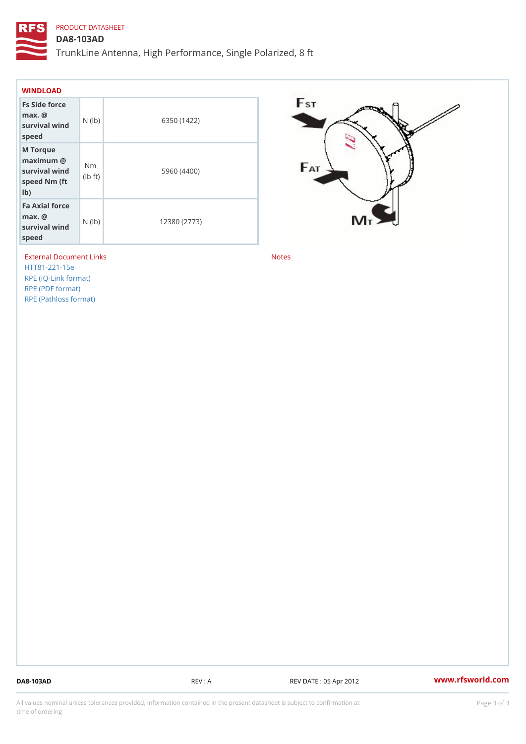PRODUCT DATASHEET

# DA8-103AD

TrunkLine Antenna, High Performance, Single Polarized, 8 ft

## WINDLOAD

| | | |
|---|---|---|
| Fs Side force max. @ survival wind speed | N (lb) | 6350 (1422) |
| M Torque maximum @ survival wind speed Nm (ft lb) | Nm (lb ft) | 5960 (4400) |
| Fa Axial force max. @ survival wind speed | N (lb) | 12380 (2773) |

FST

FAT

MT

External Document Links

HTT81-221-15e

RPE (IQ-Link format)

RPE (PDF format)

RPE (Pathloss format)

Notes

DA8-103AD REV : A REV DATE : 05 Apr 2012 www.rfsworld.com

All values nominal unless tolerances provided; information contained in the present datasheet is subject to confirmation at time of ordering